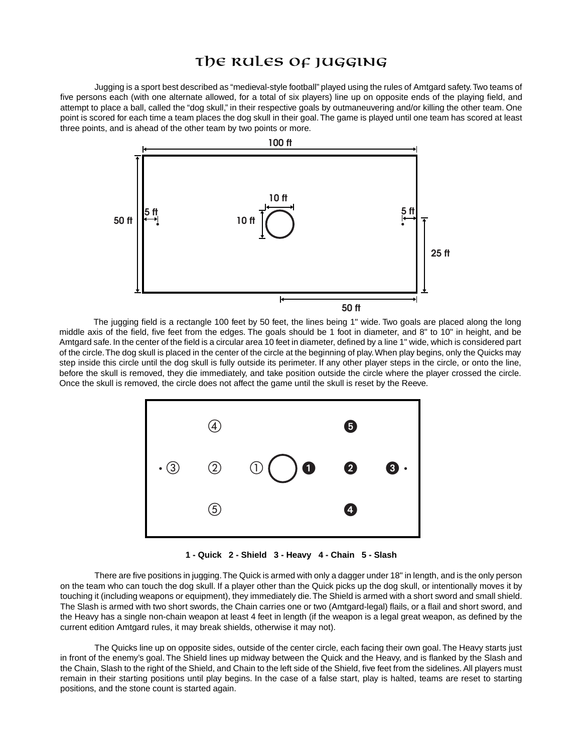# The Rules of Jugging

Jugging is a sport best described as "medieval-style football" played using the rules of Amtgard safety. Two teams of five persons each (with one alternate allowed, for a total of six players) line up on opposite ends of the playing field, and attempt to place a ball, called the "dog skull," in their respective goals by outmaneuvering and/or killing the other team. One point is scored for each time a team places the dog skull in their goal. The game is played until one team has scored at least three points, and is ahead of the other team by two points or more.

The jugging field is a rectangle 100 feet by 50 feet, the lines being 1" wide. Two goals are placed along the long middle axis of the field, five feet from the edges. The goals should be 1 foot in diameter, and 8" to 10" in height, and be Amtgard safe. In the center of the field is a circular area 10 feet in diameter, defined by a line 1" wide, which is considered part of the circle. The dog skull is placed in the center of the circle at the beginning of play. When play begins, only the Quicks may step inside this circle until the dog skull is fully outside its perimeter. If any other player steps in the circle, or onto the line, before the skull is removed, they die immediately, and take position outside the circle where the player crossed the circle. Once the skull is removed, the circle does not affect the game until the skull is reset by the Reeve.

**1 - Quick 2 - Shield 3 - Heavy 4 - Chain 5 - Slash**

There are five positions in jugging. The Quick is armed with only a dagger under 18" in length, and is the only person on the team who can touch the dog skull. If a player other than the Quick picks up the dog skull, or intentionally moves it by touching it (including weapons or equipment), they immediately die. The Shield is armed with a short sword and small shield. The Slash is armed with two short swords, the Chain carries one or two (Amtgard-legal) flails, or a flail and short sword, and the Heavy has a single non-chain weapon at least 4 feet in length (if the weapon is a legal great weapon, as defined by the current edition Amtgard rules, it may break shields, otherwise it may not).

The Quicks line up on opposite sides, outside of the center circle, each facing their own goal. The Heavy starts just in front of the enemy's goal. The Shield lines up midway between the Quick and the Heavy, and is flanked by the Slash and the Chain, Slash to the right of the Shield, and Chain to the left side of the Shield, five feet from the sidelines. All players must remain in their starting positions until play begins. In the case of a false start, play is halted, teams are reset to starting positions, and the stone count is started again.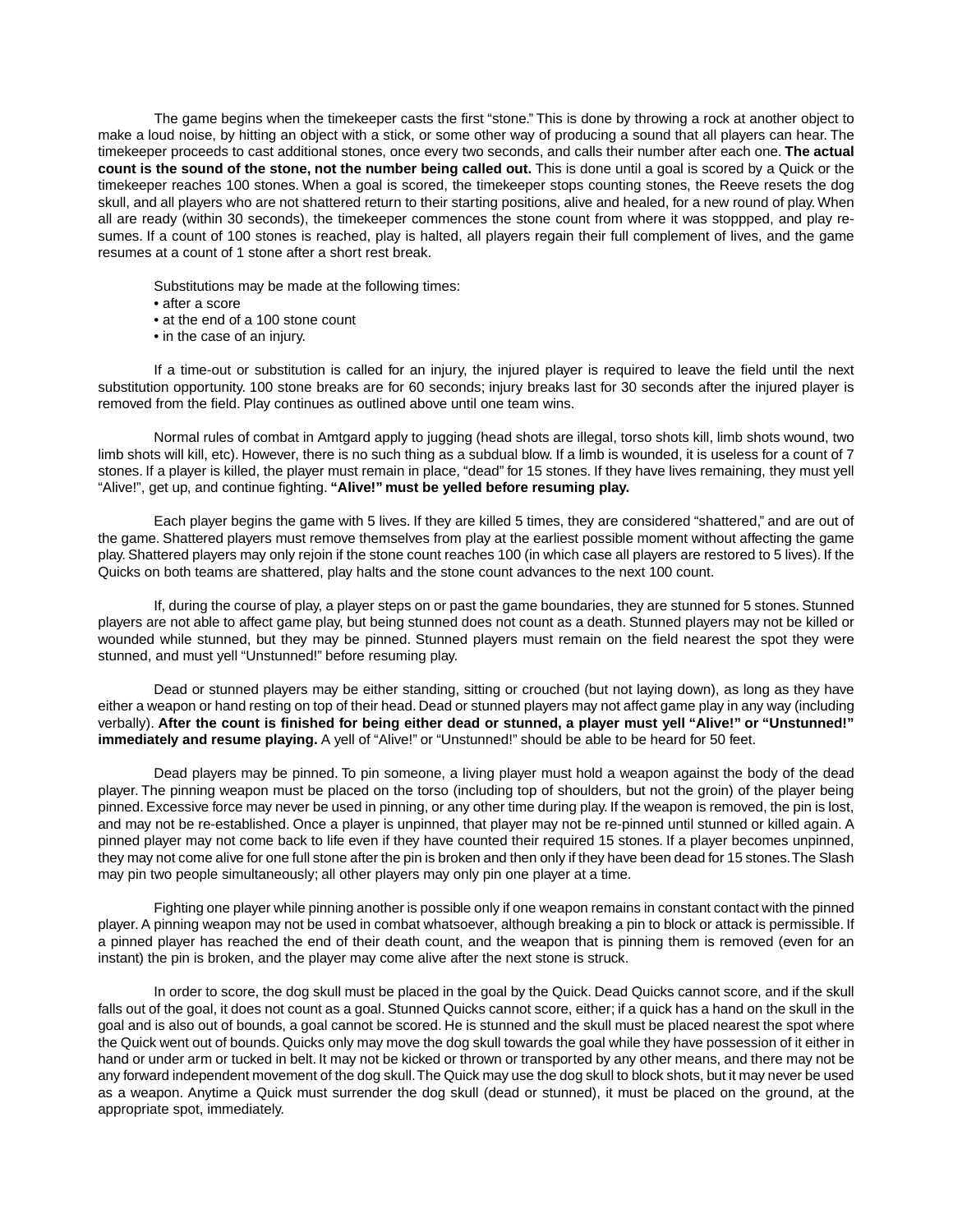The game begins when the timekeeper casts the first "stone." This is done by throwing a rock at another object to make a loud noise, by hitting an object with a stick, or some other way of producing a sound that all players can hear. The timekeeper proceeds to cast additional stones, once every two seconds, and calls their number after each one. **The actual count is the sound of the stone, not the number being called out.** This is done until a goal is scored by a Quick or the timekeeper reaches 100 stones. When a goal is scored, the timekeeper stops counting stones, the Reeve resets the dog skull, and all players who are not shattered return to their starting positions, alive and healed, for a new round of play. When all are ready (within 30 seconds), the timekeeper commences the stone count from where it was stoppped, and play resumes. If a count of 100 stones is reached, play is halted, all players regain their full complement of lives, and the game resumes at a count of 1 stone after a short rest break.

Substitutions may be made at the following times:

- after a score
- at the end of a 100 stone count
- in the case of an injury.

If a time-out or substitution is called for an injury, the injured player is required to leave the field until the next substitution opportunity. 100 stone breaks are for 60 seconds; injury breaks last for 30 seconds after the injured player is removed from the field. Play continues as outlined above until one team wins.

Normal rules of combat in Amtgard apply to jugging (head shots are illegal, torso shots kill, limb shots wound, two limb shots will kill, etc). However, there is no such thing as a subdual blow. If a limb is wounded, it is useless for a count of 7 stones. If a player is killed, the player must remain in place, "dead" for 15 stones. If they have lives remaining, they must yell "Alive!", get up, and continue fighting. **"Alive!" must be yelled before resuming play.**

Each player begins the game with 5 lives. If they are killed 5 times, they are considered "shattered," and are out of the game. Shattered players must remove themselves from play at the earliest possible moment without affecting the game play. Shattered players may only rejoin if the stone count reaches 100 (in which case all players are restored to 5 lives). If the Quicks on both teams are shattered, play halts and the stone count advances to the next 100 count.

If, during the course of play, a player steps on or past the game boundaries, they are stunned for 5 stones. Stunned players are not able to affect game play, but being stunned does not count as a death. Stunned players may not be killed or wounded while stunned, but they may be pinned. Stunned players must remain on the field nearest the spot they were stunned, and must yell "Unstunned!" before resuming play.

Dead or stunned players may be either standing, sitting or crouched (but not laying down), as long as they have either a weapon or hand resting on top of their head. Dead or stunned players may not affect game play in any way (including verbally). **After the count is finished for being either dead or stunned, a player must yell "Alive!" or "Unstunned!" immediately and resume playing.** A yell of "Alive!" or "Unstunned!" should be able to be heard for 50 feet.

Dead players may be pinned. To pin someone, a living player must hold a weapon against the body of the dead player. The pinning weapon must be placed on the torso (including top of shoulders, but not the groin) of the player being pinned. Excessive force may never be used in pinning, or any other time during play. If the weapon is removed, the pin is lost, and may not be re-established. Once a player is unpinned, that player may not be re-pinned until stunned or killed again. A pinned player may not come back to life even if they have counted their required 15 stones. If a player becomes unpinned, they may not come alive for one full stone after the pin is broken and then only if they have been dead for 15 stones. The Slash may pin two people simultaneously; all other players may only pin one player at a time.

Fighting one player while pinning another is possible only if one weapon remains in constant contact with the pinned player. A pinning weapon may not be used in combat whatsoever, although breaking a pin to block or attack is permissible. If a pinned player has reached the end of their death count, and the weapon that is pinning them is removed (even for an instant) the pin is broken, and the player may come alive after the next stone is struck.

In order to score, the dog skull must be placed in the goal by the Quick. Dead Quicks cannot score, and if the skull falls out of the goal, it does not count as a goal. Stunned Quicks cannot score, either; if a quick has a hand on the skull in the goal and is also out of bounds, a goal cannot be scored. He is stunned and the skull must be placed nearest the spot where the Quick went out of bounds. Quicks only may move the dog skull towards the goal while they have possession of it either in hand or under arm or tucked in belt. It may not be kicked or thrown or transported by any other means, and there may not be any forward independent movement of the dog skull. The Quick may use the dog skull to block shots, but it may never be used as a weapon. Anytime a Quick must surrender the dog skull (dead or stunned), it must be placed on the ground, at the appropriate spot, immediately.